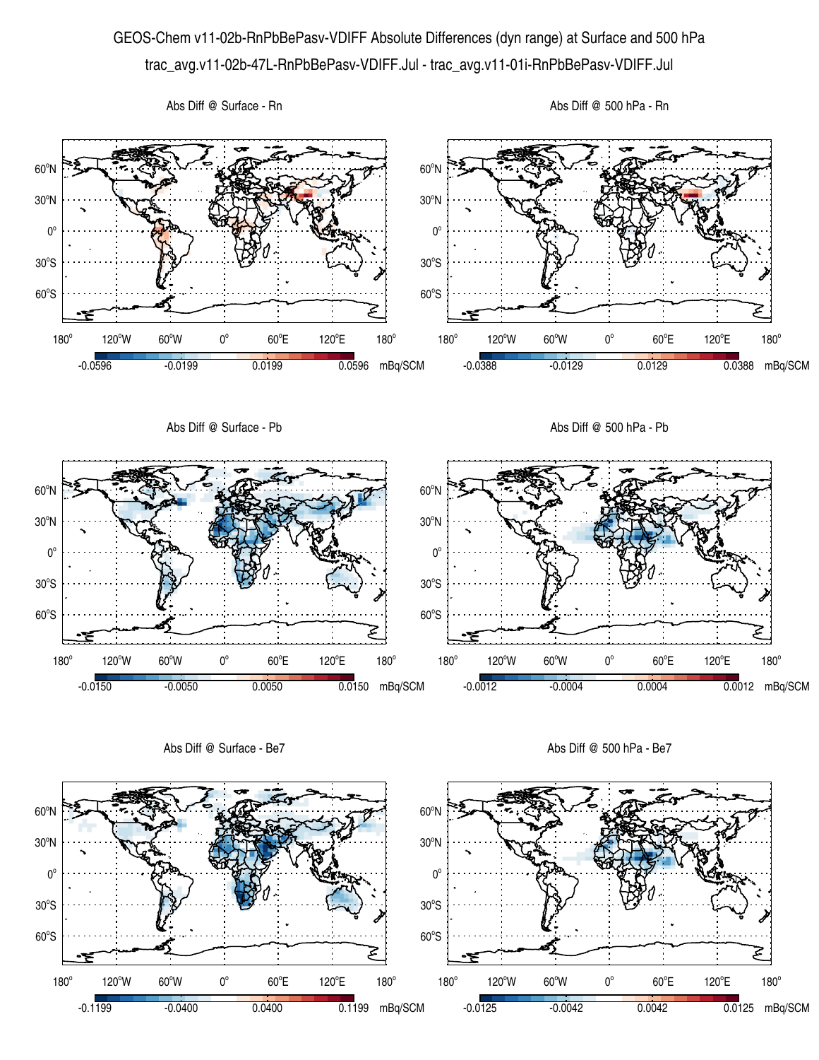# GEOS-Chem v11-02b-RnPbBePasv-VDIFF Absolute Differences (dyn range) at Surface and 500 hPa

trac_avg.v11-02b-47L-RnPbBePasv-VDIFF.Jul - trac_avg.v11-01i-RnPbBePasv-VDIFF.Jul

Abs Diff @ Surface - Rn

Colorbar: -0.0596, -0.0199, 0.0199, 0.0596 mBq/SCM

Abs Diff @ 500 hPa - Rn

Colorbar: -0.0388, -0.0129, 0.0129, 0.0388 mBq/SCM

Abs Diff @ Surface - Pb

Colorbar: -0.0150, -0.0050, 0.0050, 0.0150 mBq/SCM

Abs Diff @ 500 hPa - Pb

Colorbar: -0.0012, -0.0004, 0.0004, 0.0012 mBq/SCM

Abs Diff @ Surface - Be7

Colorbar: -0.1199, -0.0400, 0.0400, 0.1199 mBq/SCM

Abs Diff @ 500 hPa - Be7

Colorbar: -0.0125, -0.0042, 0.0042, 0.0125 mBq/SCM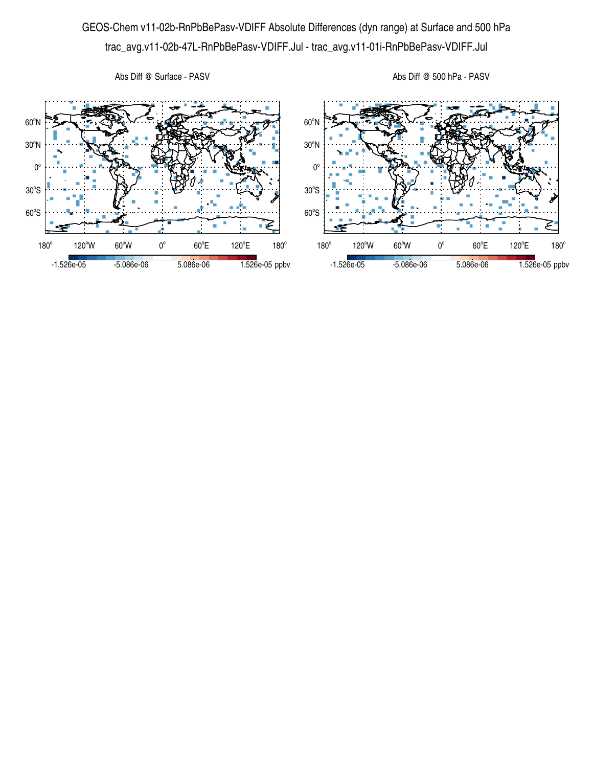GEOS-Chem v11-02b-RnPbBePasv-VDIFF Absolute Differences (dyn range) at Surface and 500 hPa

trac_avg.v11-02b-47L-RnPbBePasv-VDIFF.Jul - trac_avg.v11-01i-RnPbBePasv-VDIFF.Jul

Abs Diff @ Surface - PASV

60°N
30°N
0°
30°S
60°S

180° 120°W 60°W 0° 60°E 120°E 180°

-1.526e-05 -5.086e-06 5.086e-06 1.526e-05 ppbv

Abs Diff @ 500 hPa - PASV

60°N
30°N
0°
30°S
60°S

180° 120°W 60°W 0° 60°E 120°E 180°

-1.526e-05 -5.086e-06 5.086e-06 1.526e-05 ppbv